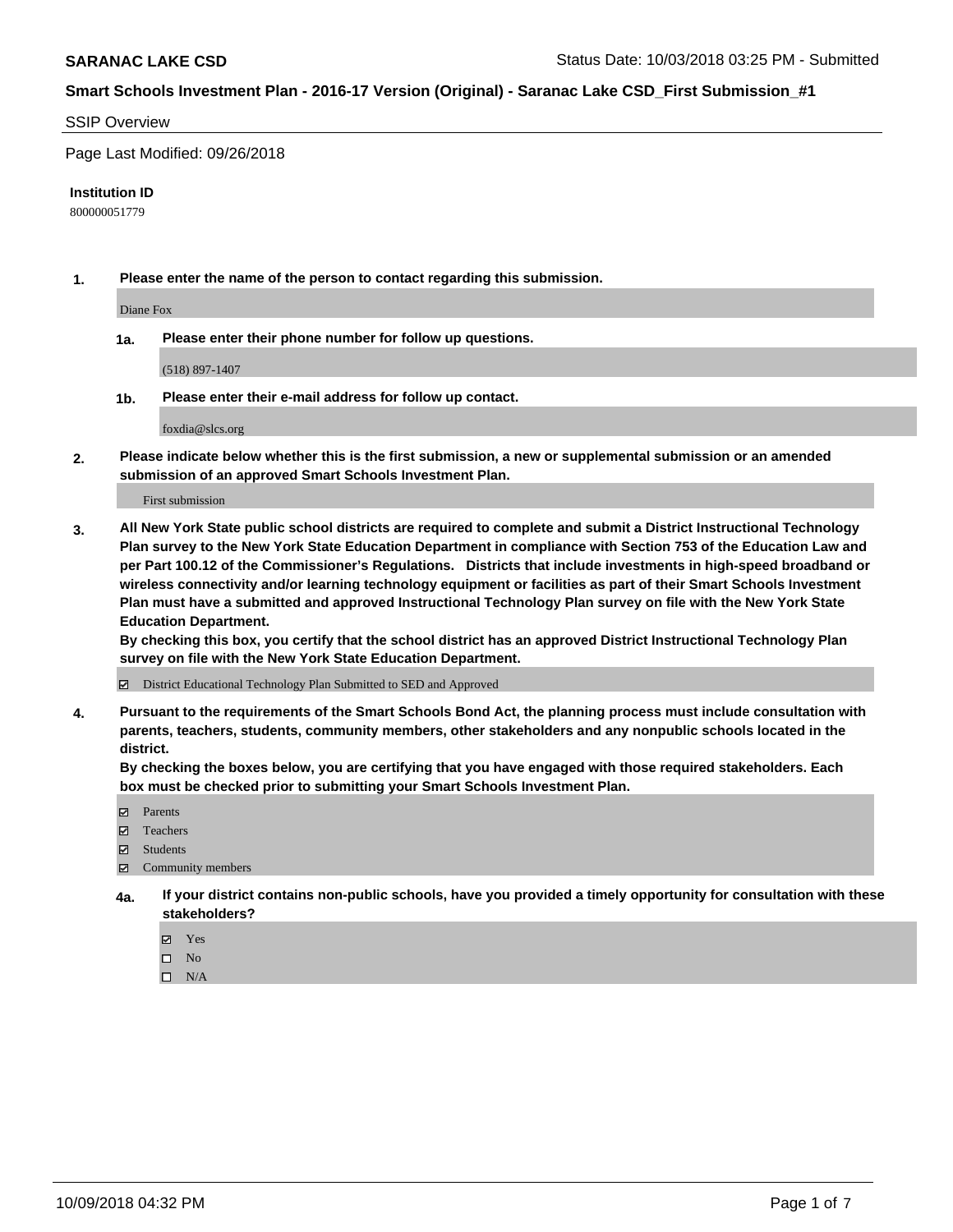**SARANAC LAKE CSD** Status Date: 10/03/2018 03:25 PM - Submitted

**Smart Schools Investment Plan - 2016-17 Version (Original) - Saranac Lake CSD_First Submission_#1**

SSIP Overview

Page Last Modified: 09/26/2018

**Institution ID**

800000051779

**1. Please enter the name of the person to contact regarding this submission.**

Diane Fox

**1a. Please enter their phone number for follow up questions.**

(518) 897-1407

**1b. Please enter their e-mail address for follow up contact.**

foxdia@slcs.org

**2. Please indicate below whether this is the first submission, a new or supplemental submission or an amended submission of an approved Smart Schools Investment Plan.**

First submission

**3. All New York State public school districts are required to complete and submit a District Instructional Technology Plan survey to the New York State Education Department in compliance with Section 753 of the Education Law and per Part 100.12 of the Commissioner's Regulations. Districts that include investments in high-speed broadband or wireless connectivity and/or learning technology equipment or facilities as part of their Smart Schools Investment Plan must have a submitted and approved Instructional Technology Plan survey on file with the New York State Education Department.**
**By checking this box, you certify that the school district has an approved District Instructional Technology Plan survey on file with the New York State Education Department.**

☑ District Educational Technology Plan Submitted to SED and Approved

**4. Pursuant to the requirements of the Smart Schools Bond Act, the planning process must include consultation with parents, teachers, students, community members, other stakeholders and any nonpublic schools located in the district.**
**By checking the boxes below, you are certifying that you have engaged with those required stakeholders. Each box must be checked prior to submitting your Smart Schools Investment Plan.**

☑ Parents
☑ Teachers
☑ Students
☑ Community members

**4a. If your district contains non-public schools, have you provided a timely opportunity for consultation with these stakeholders?**

☑ Yes
☐ No
☐ N/A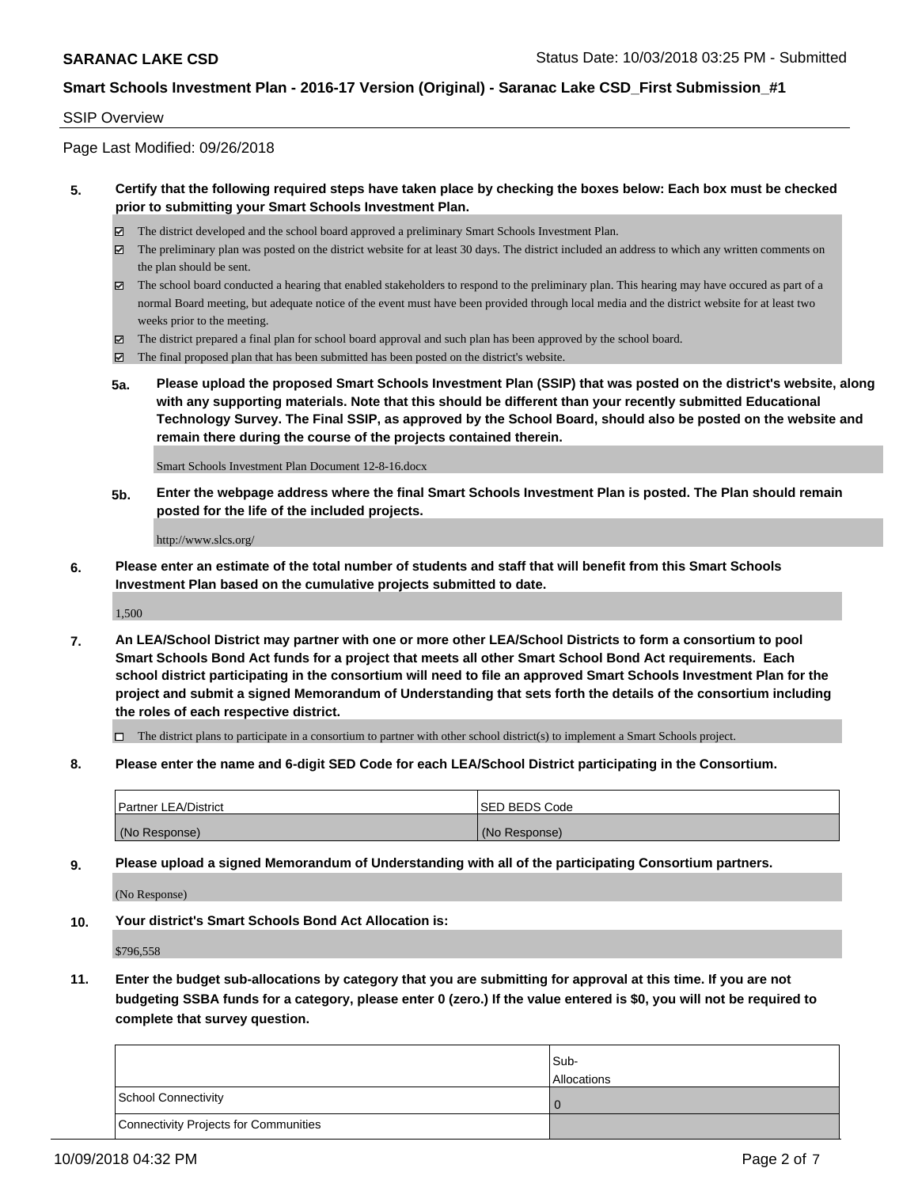SSIP Overview

Page Last Modified: 09/26/2018

**5. Certify that the following required steps have taken place by checking the boxes below: Each box must be checked prior to submitting your Smart Schools Investment Plan.**

- ☑ The district developed and the school board approved a preliminary Smart Schools Investment Plan.
- ☑ The preliminary plan was posted on the district website for at least 30 days. The district included an address to which any written comments on the plan should be sent.
- ☑ The school board conducted a hearing that enabled stakeholders to respond to the preliminary plan. This hearing may have occured as part of a normal Board meeting, but adequate notice of the event must have been provided through local media and the district website for at least two weeks prior to the meeting.
- ☑ The district prepared a final plan for school board approval and such plan has been approved by the school board.
- ☑ The final proposed plan that has been submitted has been posted on the district's website.

**5a. Please upload the proposed Smart Schools Investment Plan (SSIP) that was posted on the district's website, along with any supporting materials. Note that this should be different than your recently submitted Educational Technology Survey. The Final SSIP, as approved by the School Board, should also be posted on the website and remain there during the course of the projects contained therein.**

Smart Schools Investment Plan Document 12-8-16.docx

**5b. Enter the webpage address where the final Smart Schools Investment Plan is posted. The Plan should remain posted for the life of the included projects.**

http://www.slcs.org/

**6. Please enter an estimate of the total number of students and staff that will benefit from this Smart Schools Investment Plan based on the cumulative projects submitted to date.**

1,500

**7. An LEA/School District may partner with one or more other LEA/School Districts to form a consortium to pool Smart Schools Bond Act funds for a project that meets all other Smart School Bond Act requirements. Each school district participating in the consortium will need to file an approved Smart Schools Investment Plan for the project and submit a signed Memorandum of Understanding that sets forth the details of the consortium including the roles of each respective district.**

- ☐ The district plans to participate in a consortium to partner with other school district(s) to implement a Smart Schools project.

**8. Please enter the name and 6-digit SED Code for each LEA/School District participating in the Consortium.**

| Partner LEA/District | SED BEDS Code |
|---|---|
| (No Response) | (No Response) |

**9. Please upload a signed Memorandum of Understanding with all of the participating Consortium partners.**

(No Response)

**10. Your district's Smart Schools Bond Act Allocation is:**

$796,558

**11. Enter the budget sub-allocations by category that you are submitting for approval at this time. If you are not budgeting SSBA funds for a category, please enter 0 (zero.) If the value entered is $0, you will not be required to complete that survey question.**

| | Sub-Allocations |
|---|---|
| School Connectivity | 0 |
| Connectivity Projects for Communities | |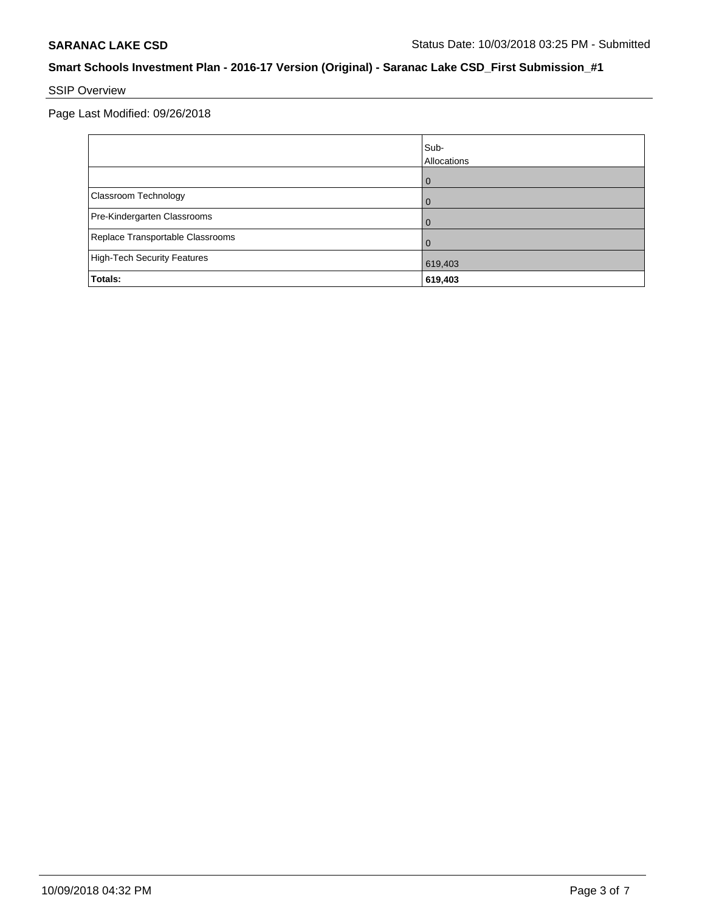**SARANAC LAKE CSD** Status Date: 10/03/2018 03:25 PM - Submitted

**Smart Schools Investment Plan - 2016-17 Version (Original) - Saranac Lake CSD_First Submission_#1**

SSIP Overview

Page Last Modified: 09/26/2018

| | Sub-Allocations |
|---|---|
| | 0 |
| Classroom Technology | 0 |
| Pre-Kindergarten Classrooms | 0 |
| Replace Transportable Classrooms | 0 |
| High-Tech Security Features | 619,403 |
| **Totals:** | **619,403** |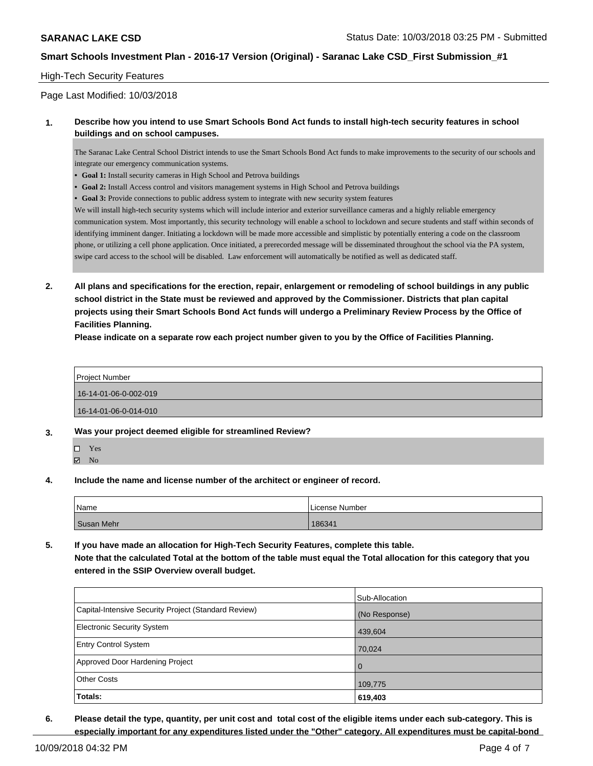High-Tech Security Features

Page Last Modified: 10/03/2018

**1. Describe how you intend to use Smart Schools Bond Act funds to install high-tech security features in school buildings and on school campuses.**

The Saranac Lake Central School District intends to use the Smart Schools Bond Act funds to make improvements to the security of our schools and integrate our emergency communication systems.

- **Goal 1:** Install security cameras in High School and Petrova buildings
- **Goal 2:** Install Access control and visitors management systems in High School and Petrova buildings
- **Goal 3:** Provide connections to public address system to integrate with new security system features

We will install high-tech security systems which will include interior and exterior surveillance cameras and a highly reliable emergency communication system. Most importantly, this security technology will enable a school to lockdown and secure students and staff within seconds of identifying imminent danger. Initiating a lockdown will be made more accessible and simplistic by potentially entering a code on the classroom phone, or utilizing a cell phone application. Once initiated, a prerecorded message will be disseminated throughout the school via the PA system, swipe card access to the school will be disabled. Law enforcement will automatically be notified as well as dedicated staff.

**2. All plans and specifications for the erection, repair, enlargement or remodeling of school buildings in any public school district in the State must be reviewed and approved by the Commissioner. Districts that plan capital projects using their Smart Schools Bond Act funds will undergo a Preliminary Review Process by the Office of Facilities Planning.**

**Please indicate on a separate row each project number given to you by the Office of Facilities Planning.**

| Project Number |
|---|
| 16-14-01-06-0-002-019 |
| 16-14-01-06-0-014-010 |

**3. Was your project deemed eligible for streamlined Review?**

☐ Yes
☑ No

**4. Include the name and license number of the architect or engineer of record.**

| Name | License Number |
|---|---|
| Susan Mehr | 186341 |

**5. If you have made an allocation for High-Tech Security Features, complete this table.**
**Note that the calculated Total at the bottom of the table must equal the Total allocation for this category that you entered in the SSIP Overview overall budget.**

| | Sub-Allocation |
|---|---|
| Capital-Intensive Security Project (Standard Review) | (No Response) |
| Electronic Security System | 439,604 |
| Entry Control System | 70,024 |
| Approved Door Hardening Project | 0 |
| Other Costs | 109,775 |
| **Totals:** | **619,403** |

**6. Please detail the type, quantity, per unit cost and total cost of the eligible items under each sub-category. This is especially important for any expenditures listed under the "Other" category. All expenditures must be capital-bond**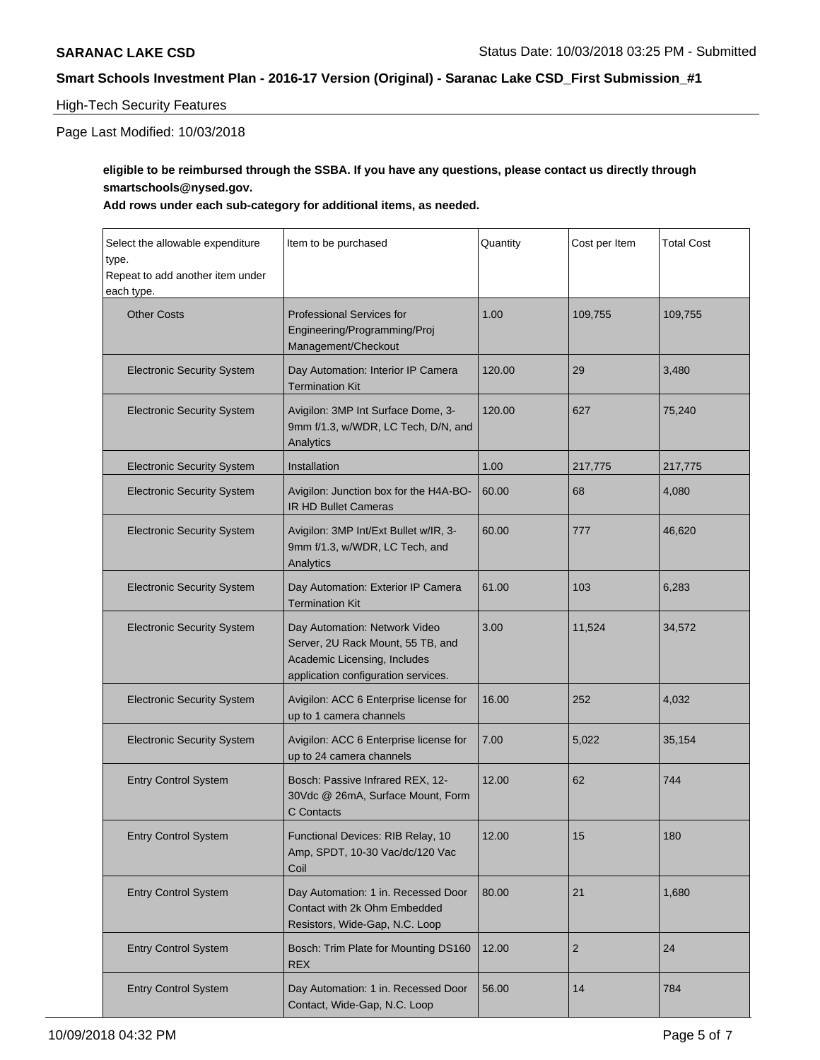**eligible to be reimbursed through the SSBA. If you have any questions, please contact us directly through smartschools@nysed.gov.**

**Add rows under each sub-category for additional items, as needed.**

| Select the allowable expenditure type. Repeat to add another item under each type. | Item to be purchased | Quantity | Cost per Item | Total Cost |
|---|---|---|---|---|
| Other Costs | Professional Services for Engineering/Programming/Proj Management/Checkout | 1.00 | 109,755 | 109,755 |
| Electronic Security System | Day Automation: Interior IP Camera Termination Kit | 120.00 | 29 | 3,480 |
| Electronic Security System | Avigilon: 3MP Int Surface Dome, 3-9mm f/1.3, w/WDR, LC Tech, D/N, and Analytics | 120.00 | 627 | 75,240 |
| Electronic Security System | Installation | 1.00 | 217,775 | 217,775 |
| Electronic Security System | Avigilon: Junction box for the H4A-BO-IR HD Bullet Cameras | 60.00 | 68 | 4,080 |
| Electronic Security System | Avigilon: 3MP Int/Ext Bullet w/IR, 3-9mm f/1.3, w/WDR, LC Tech, and Analytics | 60.00 | 777 | 46,620 |
| Electronic Security System | Day Automation: Exterior IP Camera Termination Kit | 61.00 | 103 | 6,283 |
| Electronic Security System | Day Automation: Network Video Server, 2U Rack Mount, 55 TB, and Academic Licensing, Includes application configuration services. | 3.00 | 11,524 | 34,572 |
| Electronic Security System | Avigilon: ACC 6 Enterprise license for up to 1 camera channels | 16.00 | 252 | 4,032 |
| Electronic Security System | Avigilon: ACC 6 Enterprise license for up to 24 camera channels | 7.00 | 5,022 | 35,154 |
| Entry Control System | Bosch: Passive Infrared REX, 12-30Vdc @ 26mA, Surface Mount, Form C Contacts | 12.00 | 62 | 744 |
| Entry Control System | Functional Devices: RIB Relay, 10 Amp, SPDT, 10-30 Vac/dc/120 Vac Coil | 12.00 | 15 | 180 |
| Entry Control System | Day Automation: 1 in. Recessed Door Contact with 2k Ohm Embedded Resistors, Wide-Gap, N.C. Loop | 80.00 | 21 | 1,680 |
| Entry Control System | Bosch: Trim Plate for Mounting DS160 REX | 12.00 | 2 | 24 |
| Entry Control System | Day Automation: 1 in. Recessed Door Contact, Wide-Gap, N.C. Loop | 56.00 | 14 | 784 |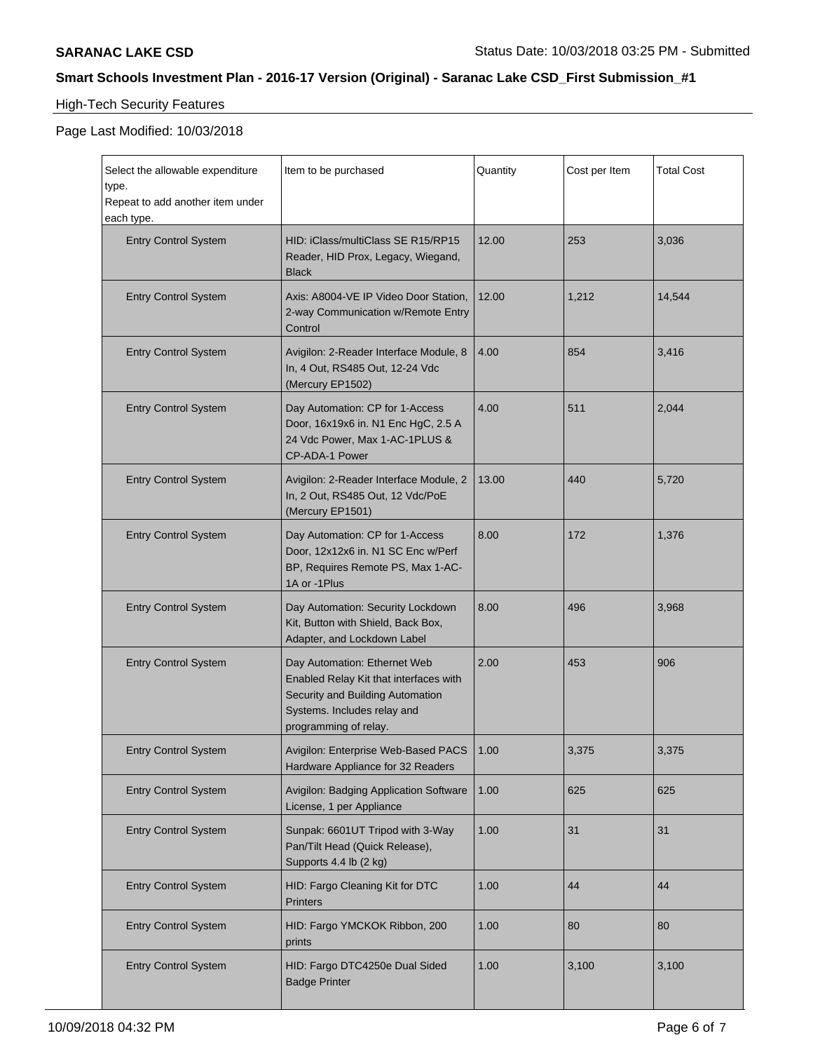**SARANAC LAKE CSD**

Status Date: 10/03/2018 03:25 PM - Submitted

**Smart Schools Investment Plan - 2016-17 Version (Original) - Saranac Lake CSD_First Submission_#1**

High-Tech Security Features

Page Last Modified: 10/03/2018

| Select the allowable expenditure type. Repeat to add another item under each type. | Item to be purchased | Quantity | Cost per Item | Total Cost |
|---|---|---|---|---|
| Entry Control System | HID: iClass/multiClass SE R15/RP15 Reader, HID Prox, Legacy, Wiegand, Black | 12.00 | 253 | 3,036 |
| Entry Control System | Axis: A8004-VE IP Video Door Station, 2-way Communication w/Remote Entry Control | 12.00 | 1,212 | 14,544 |
| Entry Control System | Avigilon: 2-Reader Interface Module, 8 In, 4 Out, RS485 Out, 12-24 Vdc (Mercury EP1502) | 4.00 | 854 | 3,416 |
| Entry Control System | Day Automation: CP for 1-Access Door, 16x19x6 in. N1 Enc HgC, 2.5 A 24 Vdc Power, Max 1-AC-1PLUS & CP-ADA-1 Power | 4.00 | 511 | 2,044 |
| Entry Control System | Avigilon: 2-Reader Interface Module, 2 In, 2 Out, RS485 Out, 12 Vdc/PoE (Mercury EP1501) | 13.00 | 440 | 5,720 |
| Entry Control System | Day Automation: CP for 1-Access Door, 12x12x6 in. N1 SC Enc w/Perf BP, Requires Remote PS, Max 1-AC-1A or -1Plus | 8.00 | 172 | 1,376 |
| Entry Control System | Day Automation: Security Lockdown Kit, Button with Shield, Back Box, Adapter, and Lockdown Label | 8.00 | 496 | 3,968 |
| Entry Control System | Day Automation: Ethernet Web Enabled Relay Kit that interfaces with Security and Building Automation Systems. Includes relay and programming of relay. | 2.00 | 453 | 906 |
| Entry Control System | Avigilon: Enterprise Web-Based PACS Hardware Appliance for 32 Readers | 1.00 | 3,375 | 3,375 |
| Entry Control System | Avigilon: Badging Application Software License, 1 per Appliance | 1.00 | 625 | 625 |
| Entry Control System | Sunpak: 6601UT Tripod with 3-Way Pan/Tilt Head (Quick Release), Supports 4.4 lb (2 kg) | 1.00 | 31 | 31 |
| Entry Control System | HID: Fargo Cleaning Kit for DTC Printers | 1.00 | 44 | 44 |
| Entry Control System | HID: Fargo YMCKOK Ribbon, 200 prints | 1.00 | 80 | 80 |
| Entry Control System | HID: Fargo DTC4250e Dual Sided Badge Printer | 1.00 | 3,100 | 3,100 |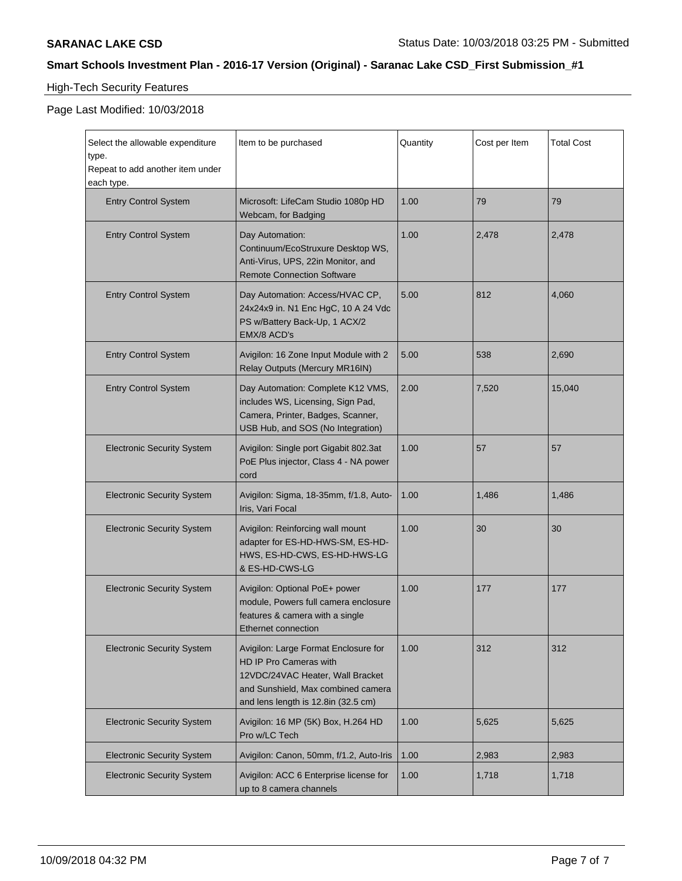**SARANAC LAKE CSD** Status Date: 10/03/2018 03:25 PM - Submitted

**Smart Schools Investment Plan - 2016-17 Version (Original) - Saranac Lake CSD_First Submission_#1**

High-Tech Security Features

Page Last Modified: 10/03/2018

| Select the allowable expenditure type. Repeat to add another item under each type. | Item to be purchased | Quantity | Cost per Item | Total Cost |
|---|---|---|---|---|
| Entry Control System | Microsoft: LifeCam Studio 1080p HD Webcam, for Badging | 1.00 | 79 | 79 |
| Entry Control System | Day Automation: Continuum/EcoStruxure Desktop WS, Anti-Virus, UPS, 22in Monitor, and Remote Connection Software | 1.00 | 2,478 | 2,478 |
| Entry Control System | Day Automation: Access/HVAC CP, 24x24x9 in. N1 Enc HgC, 10 A 24 Vdc PS w/Battery Back-Up, 1 ACX/2 EMX/8 ACD's | 5.00 | 812 | 4,060 |
| Entry Control System | Avigilon: 16 Zone Input Module with 2 Relay Outputs (Mercury MR16IN) | 5.00 | 538 | 2,690 |
| Entry Control System | Day Automation: Complete K12 VMS, includes WS, Licensing, Sign Pad, Camera, Printer, Badges, Scanner, USB Hub, and SOS (No Integration) | 2.00 | 7,520 | 15,040 |
| Electronic Security System | Avigilon: Single port Gigabit 802.3at PoE Plus injector, Class 4 - NA power cord | 1.00 | 57 | 57 |
| Electronic Security System | Avigilon: Sigma, 18-35mm, f/1.8, Auto-Iris, Vari Focal | 1.00 | 1,486 | 1,486 |
| Electronic Security System | Avigilon: Reinforcing wall mount adapter for ES-HD-HWS-SM, ES-HD-HWS, ES-HD-CWS, ES-HD-HWS-LG & ES-HD-CWS-LG | 1.00 | 30 | 30 |
| Electronic Security System | Avigilon: Optional PoE+ power module, Powers full camera enclosure features & camera with a single Ethernet connection | 1.00 | 177 | 177 |
| Electronic Security System | Avigilon: Large Format Enclosure for HD IP Pro Cameras with 12VDC/24VAC Heater, Wall Bracket and Sunshield, Max combined camera and lens length is 12.8in (32.5 cm) | 1.00 | 312 | 312 |
| Electronic Security System | Avigilon: 16 MP (5K) Box, H.264 HD Pro w/LC Tech | 1.00 | 5,625 | 5,625 |
| Electronic Security System | Avigilon: Canon, 50mm, f/1.2, Auto-Iris | 1.00 | 2,983 | 2,983 |
| Electronic Security System | Avigilon: ACC 6 Enterprise license for up to 8 camera channels | 1.00 | 1,718 | 1,718 |